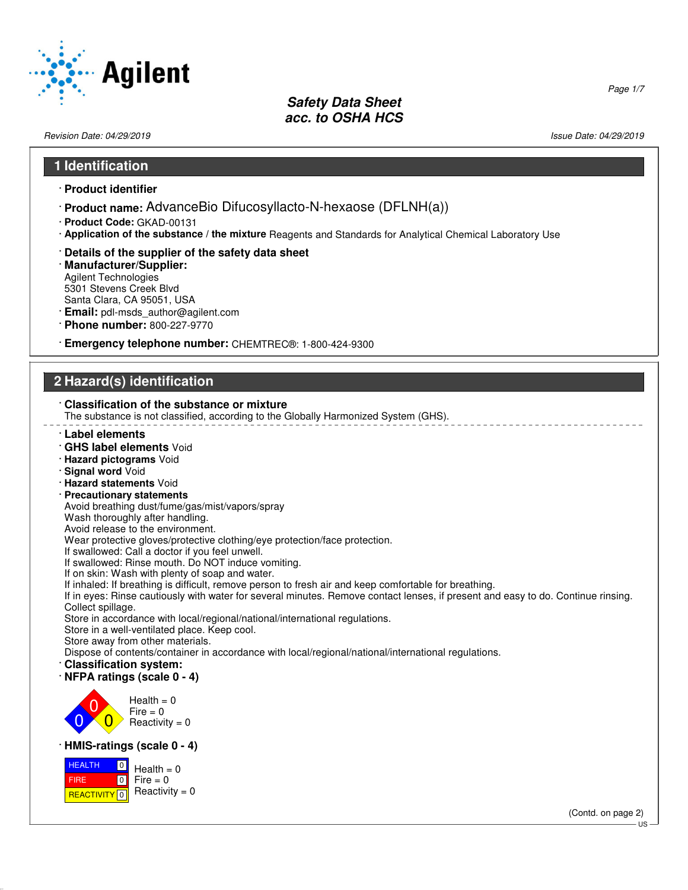**Safety Data Sheet**
**acc. to OSHA HCS**

Revision Date: 04/29/2019 | Issue Date: 04/29/2019

## 1 Identification

· **Product identifier**

· **Product name:** AdvanceBio Difucosyllacto-N-hexaose (DFLNH(a))

· **Product Code:** GKAD-00131

· **Application of the substance / the mixture** Reagents and Standards for Analytical Chemical Laboratory Use

· **Details of the supplier of the safety data sheet**

· **Manufacturer/Supplier:**
Agilent Technologies
5301 Stevens Creek Blvd
Santa Clara, CA 95051, USA

· **Email:** pdl-msds_author@agilent.com

· **Phone number:** 800-227-9770

· **Emergency telephone number:** CHEMTREC®: 1-800-424-9300

## 2 Hazard(s) identification

· **Classification of the substance or mixture**
The substance is not classified, according to the Globally Harmonized System (GHS).

· **Label elements**

· **GHS label elements** Void

· **Hazard pictograms** Void

· **Signal word** Void

· **Hazard statements** Void

· **Precautionary statements**
Avoid breathing dust/fume/gas/mist/vapors/spray
Wash thoroughly after handling.
Avoid release to the environment.
Wear protective gloves/protective clothing/eye protection/face protection.
If swallowed: Call a doctor if you feel unwell.
If swallowed: Rinse mouth. Do NOT induce vomiting.
If on skin: Wash with plenty of soap and water.
If inhaled: If breathing is difficult, remove person to fresh air and keep comfortable for breathing.
If in eyes: Rinse cautiously with water for several minutes. Remove contact lenses, if present and easy to do. Continue rinsing.
Collect spillage.
Store in accordance with local/regional/national/international regulations.
Store in a well-ventilated place. Keep cool.
Store away from other materials.
Dispose of contents/container in accordance with local/regional/national/international regulations.

· **Classification system:**

· **NFPA ratings (scale 0 - 4)**

Health = 0
Fire = 0
Reactivity = 0

· **HMIS-ratings (scale 0 - 4)**

| HEALTH | 0 |
|---|---|
| FIRE | 0 |
| REACTIVITY | 0 |

Health = 0
Fire = 0
Reactivity = 0

(Contd. on page 2)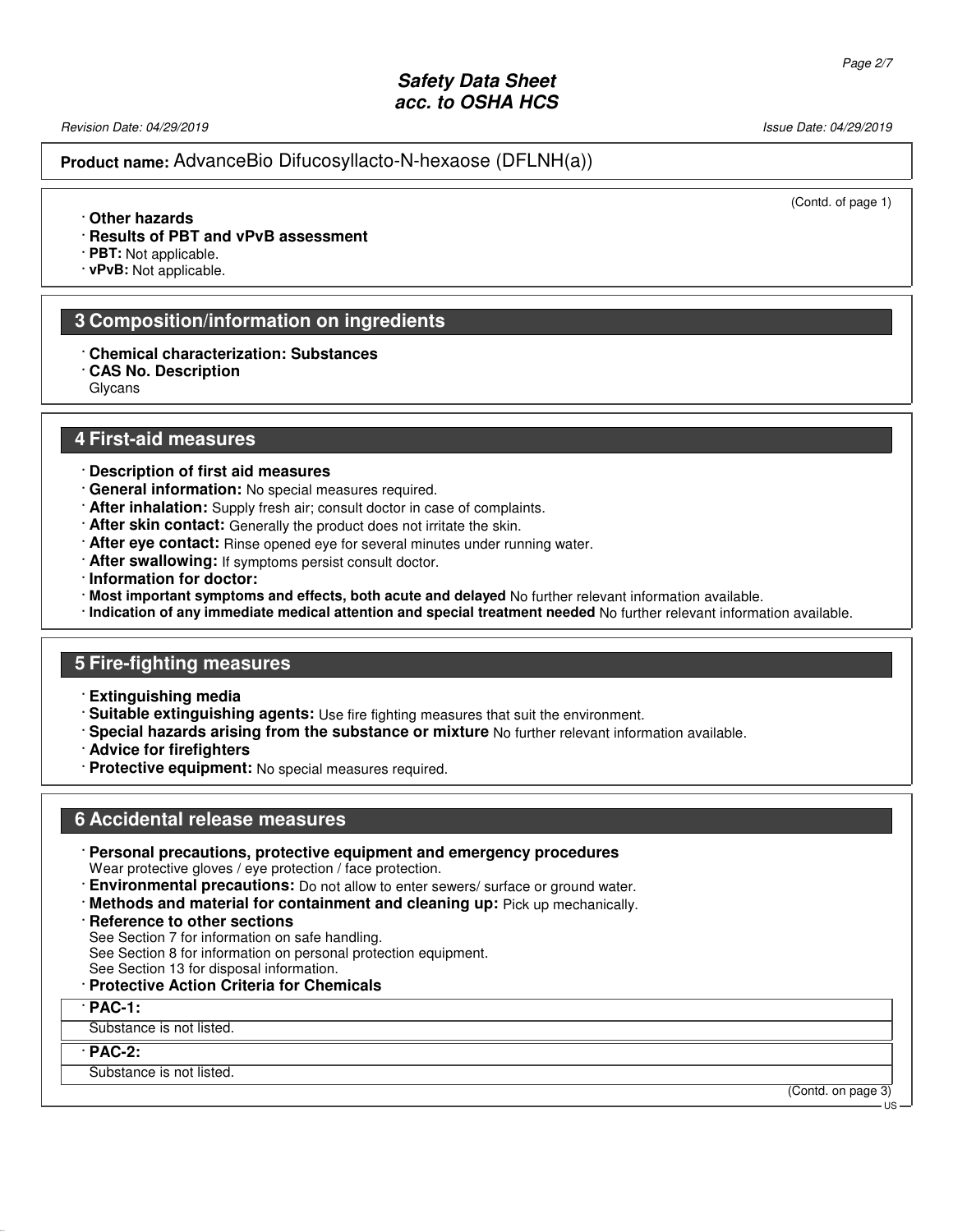**Product name:** AdvanceBio Difucosyllacto-N-hexaose (DFLNH(a))

(Contd. of page 1)

· **Other hazards**
· **Results of PBT and vPvB assessment**
· **PBT:** Not applicable.
· **vPvB:** Not applicable.

## 3 Composition/information on ingredients

· **Chemical characterization: Substances**
· **CAS No. Description**
Glycans

## 4 First-aid measures

· **Description of first aid measures**
· **General information:** No special measures required.
· **After inhalation:** Supply fresh air; consult doctor in case of complaints.
· **After skin contact:** Generally the product does not irritate the skin.
· **After eye contact:** Rinse opened eye for several minutes under running water.
· **After swallowing:** If symptoms persist consult doctor.
· **Information for doctor:**
· **Most important symptoms and effects, both acute and delayed** No further relevant information available.
· **Indication of any immediate medical attention and special treatment needed** No further relevant information available.

## 5 Fire-fighting measures

· **Extinguishing media**
· **Suitable extinguishing agents:** Use fire fighting measures that suit the environment.
· **Special hazards arising from the substance or mixture** No further relevant information available.
· **Advice for firefighters**
· **Protective equipment:** No special measures required.

## 6 Accidental release measures

· **Personal precautions, protective equipment and emergency procedures**
Wear protective gloves / eye protection / face protection.
· **Environmental precautions:** Do not allow to enter sewers/ surface or ground water.
· **Methods and material for containment and cleaning up:** Pick up mechanically.
· **Reference to other sections**
See Section 7 for information on safe handling.
See Section 8 for information on personal protection equipment.
See Section 13 for disposal information.
· **Protective Action Criteria for Chemicals**

| · **PAC-1:** |
| --- |
| Substance is not listed. |

| · **PAC-2:** |
| --- |
| Substance is not listed. |

(Contd. on page 3)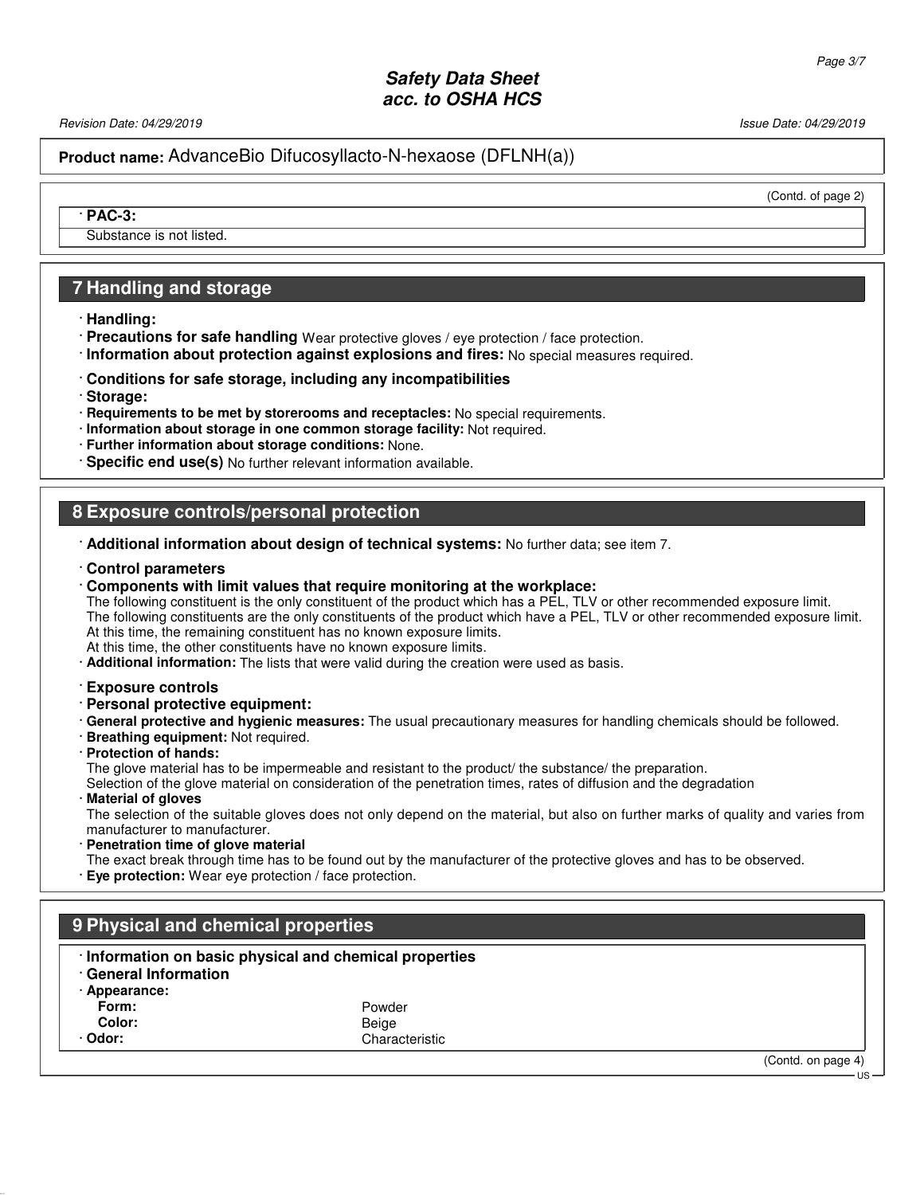(Contd. of page 2)

· **PAC-3:**

Substance is not listed.

## 7 Handling and storage

· **Handling:**
· **Precautions for safe handling** Wear protective gloves / eye protection / face protection.
· **Information about protection against explosions and fires:** No special measures required.

· **Conditions for safe storage, including any incompatibilities**
· **Storage:**
· **Requirements to be met by storerooms and receptacles:** No special requirements.
· **Information about storage in one common storage facility:** Not required.
· **Further information about storage conditions:** None.
· **Specific end use(s)** No further relevant information available.

## 8 Exposure controls/personal protection

· **Additional information about design of technical systems:** No further data; see item 7.

· **Control parameters**
· **Components with limit values that require monitoring at the workplace:**
The following constituent is the only constituent of the product which has a PEL, TLV or other recommended exposure limit.
The following constituents are the only constituents of the product which have a PEL, TLV or other recommended exposure limit.
At this time, the remaining constituent has no known exposure limits.
At this time, the other constituents have no known exposure limits.
· **Additional information:** The lists that were valid during the creation were used as basis.

· **Exposure controls**
· **Personal protective equipment:**
· **General protective and hygienic measures:** The usual precautionary measures for handling chemicals should be followed.
· **Breathing equipment:** Not required.
· **Protection of hands:**
The glove material has to be impermeable and resistant to the product/ the substance/ the preparation.
Selection of the glove material on consideration of the penetration times, rates of diffusion and the degradation
· **Material of gloves**
The selection of the suitable gloves does not only depend on the material, but also on further marks of quality and varies from manufacturer to manufacturer.
· **Penetration time of glove material**
The exact break through time has to be found out by the manufacturer of the protective gloves and has to be observed.
· **Eye protection:** Wear eye protection / face protection.

## 9 Physical and chemical properties

· **Information on basic physical and chemical properties**
· **General Information**

| · **Appearance:** | |
|---|---|
| **Form:** | Powder |
| **Color:** | Beige |
| · **Odor:** | Characteristic |

(Contd. on page 4)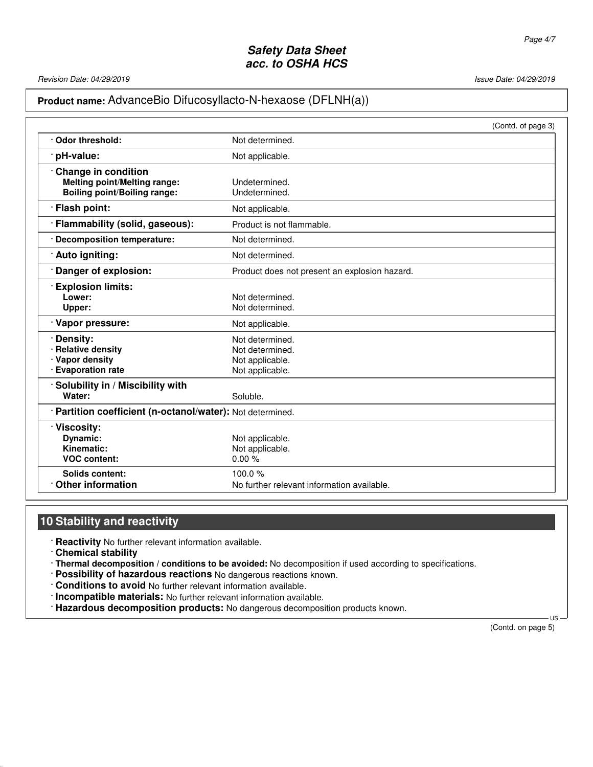**Product name:** AdvanceBio Difucosyllacto-N-hexaose (DFLNH(a))

(Contd. of page 3)

| Property | Value |
|---|---|
| · **Odor threshold:** | Not determined. |
| · **pH-value:** | Not applicable. |
| · **Change in condition** | |
| **Melting point/Melting range:** | Undetermined. |
| **Boiling point/Boiling range:** | Undetermined. |
| · **Flash point:** | Not applicable. |
| · **Flammability (solid, gaseous):** | Product is not flammable. |
| · **Decomposition temperature:** | Not determined. |
| · **Auto igniting:** | Not determined. |
| · **Danger of explosion:** | Product does not present an explosion hazard. |
| · **Explosion limits:** | |
| **Lower:** | Not determined. |
| **Upper:** | Not determined. |
| · **Vapor pressure:** | Not applicable. |
| · **Density:** | Not determined. |
| · **Relative density** | Not determined. |
| · **Vapor density** | Not applicable. |
| · **Evaporation rate** | Not applicable. |
| · **Solubility in / Miscibility with** | |
| **Water:** | Soluble. |
| · **Partition coefficient (n-octanol/water):** | Not determined. |
| · **Viscosity:** | |
| **Dynamic:** | Not applicable. |
| **Kinematic:** | Not applicable. |
| **VOC content:** | 0.00 % |
| **Solids content:** | 100.0 % |
| · **Other information** | No further relevant information available. |

## 10 Stability and reactivity

· **Reactivity** No further relevant information available.

· **Chemical stability**

· **Thermal decomposition / conditions to be avoided:** No decomposition if used according to specifications.

· **Possibility of hazardous reactions** No dangerous reactions known.

· **Conditions to avoid** No further relevant information available.

· **Incompatible materials:** No further relevant information available.

· **Hazardous decomposition products:** No dangerous decomposition products known.

(Contd. on page 5)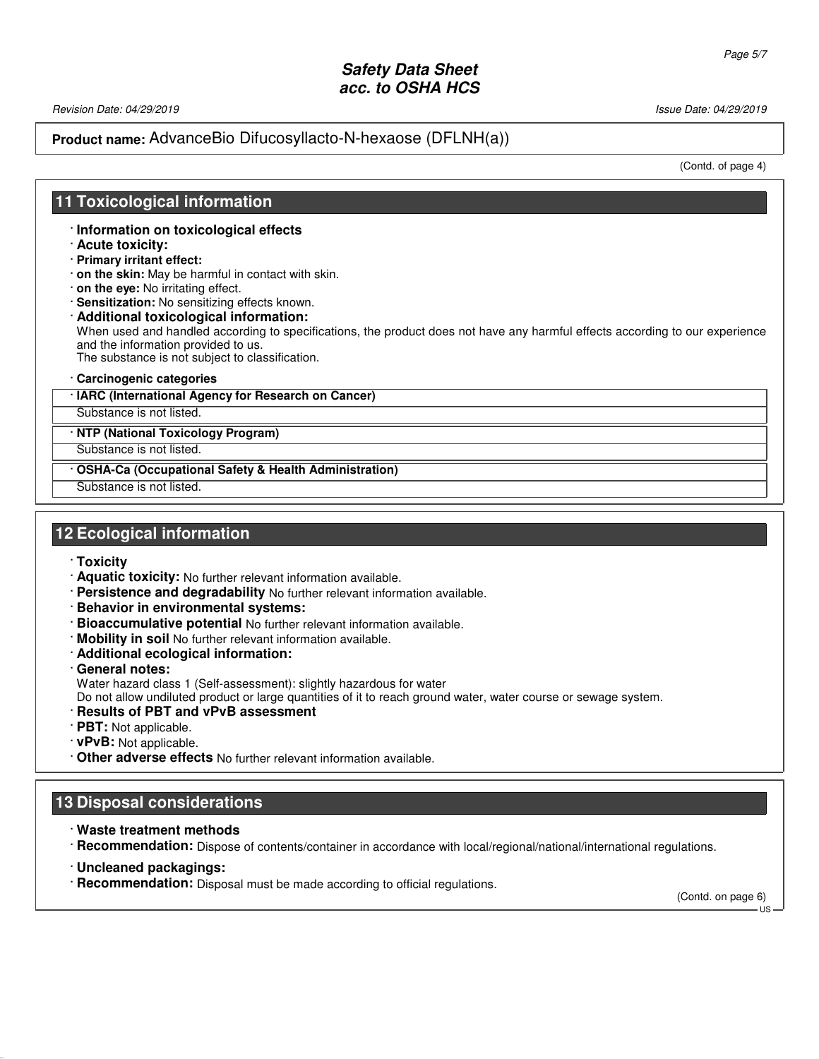**Product name:** AdvanceBio Difucosyllacto-N-hexaose (DFLNH(a))

(Contd. of page 4)

## 11 Toxicological information

· **Information on toxicological effects**
· **Acute toxicity:**
· **Primary irritant effect:**
· **on the skin:** May be harmful in contact with skin.
· **on the eye:** No irritating effect.
· **Sensitization:** No sensitizing effects known.
· **Additional toxicological information:**
When used and handled according to specifications, the product does not have any harmful effects according to our experience and the information provided to us.
The substance is not subject to classification.

· **Carcinogenic categories**

| · IARC (International Agency for Research on Cancer) |
| --- |
| Substance is not listed. |

| · NTP (National Toxicology Program) |
| --- |
| Substance is not listed. |

| · OSHA-Ca (Occupational Safety & Health Administration) |
| --- |
| Substance is not listed. |

## 12 Ecological information

· **Toxicity**
· **Aquatic toxicity:** No further relevant information available.
· **Persistence and degradability** No further relevant information available.
· **Behavior in environmental systems:**
· **Bioaccumulative potential** No further relevant information available.
· **Mobility in soil** No further relevant information available.
· **Additional ecological information:**
· **General notes:**
Water hazard class 1 (Self-assessment): slightly hazardous for water
Do not allow undiluted product or large quantities of it to reach ground water, water course or sewage system.
· **Results of PBT and vPvB assessment**
· **PBT:** Not applicable.
· **vPvB:** Not applicable.
· **Other adverse effects** No further relevant information available.

## 13 Disposal considerations

· **Waste treatment methods**
· **Recommendation:** Dispose of contents/container in accordance with local/regional/national/international regulations.

· **Uncleaned packagings:**
· **Recommendation:** Disposal must be made according to official regulations.

(Contd. on page 6)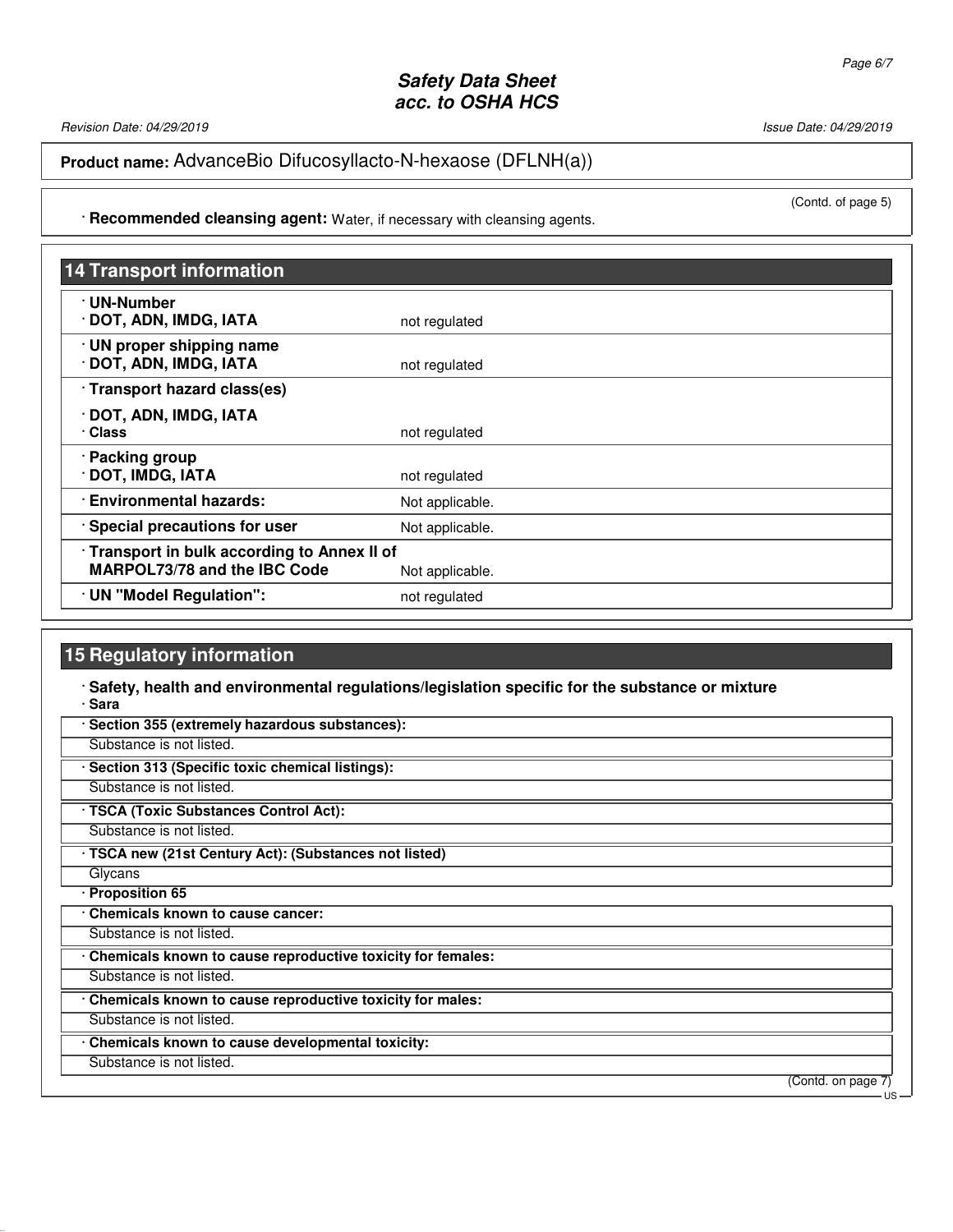**Product name:** AdvanceBio Difucosyllacto-N-hexaose (DFLNH(a))

(Contd. of page 5)

· **Recommended cleansing agent:** Water, if necessary with cleansing agents.

## 14 Transport information

| | |
|---|---|
| · **UN-Number**<br>· **DOT, ADN, IMDG, IATA** | not regulated |
| · **UN proper shipping name**<br>· **DOT, ADN, IMDG, IATA** | not regulated |
| · **Transport hazard class(es)**<br>· **DOT, ADN, IMDG, IATA**<br>· **Class** | not regulated |
| · **Packing group**<br>· **DOT, IMDG, IATA** | not regulated |
| · **Environmental hazards:** | Not applicable. |
| · **Special precautions for user** | Not applicable. |
| · **Transport in bulk according to Annex II of MARPOL73/78 and the IBC Code** | Not applicable. |
| · **UN "Model Regulation":** | not regulated |

## 15 Regulatory information

· **Safety, health and environmental regulations/legislation specific for the substance or mixture**

· **Sara**

· **Section 355 (extremely hazardous substances):**

Substance is not listed.

· **Section 313 (Specific toxic chemical listings):**

Substance is not listed.

· **TSCA (Toxic Substances Control Act):**

Substance is not listed.

· **TSCA new (21st Century Act): (Substances not listed)**

Glycans

· **Proposition 65**

· **Chemicals known to cause cancer:**

Substance is not listed.

· **Chemicals known to cause reproductive toxicity for females:**

Substance is not listed.

· **Chemicals known to cause reproductive toxicity for males:**

Substance is not listed.

· **Chemicals known to cause developmental toxicity:**

Substance is not listed.

(Contd. on page 7)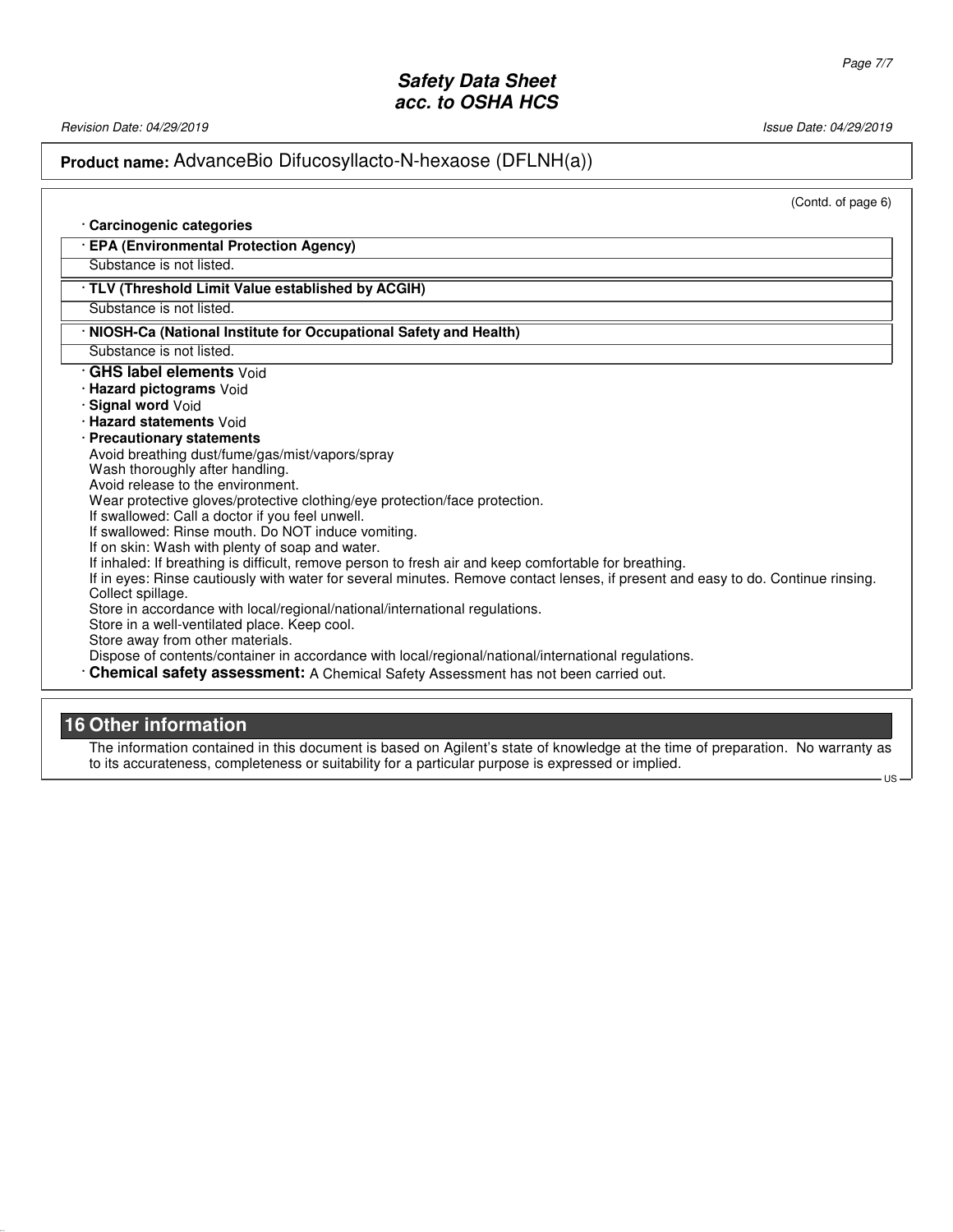(Contd. of page 6)

· **Carcinogenic categories**

· **EPA (Environmental Protection Agency)**

Substance is not listed.

· **TLV (Threshold Limit Value established by ACGIH)**

Substance is not listed.

· **NIOSH-Ca (National Institute for Occupational Safety and Health)**

Substance is not listed.

· **GHS label elements** Void
· **Hazard pictograms** Void
· **Signal word** Void
· **Hazard statements** Void
· **Precautionary statements**

Avoid breathing dust/fume/gas/mist/vapors/spray
Wash thoroughly after handling.
Avoid release to the environment.
Wear protective gloves/protective clothing/eye protection/face protection.
If swallowed: Call a doctor if you feel unwell.
If swallowed: Rinse mouth. Do NOT induce vomiting.
If on skin: Wash with plenty of soap and water.
If inhaled: If breathing is difficult, remove person to fresh air and keep comfortable for breathing.
If in eyes: Rinse cautiously with water for several minutes. Remove contact lenses, if present and easy to do. Continue rinsing.
Collect spillage.
Store in accordance with local/regional/national/international regulations.
Store in a well-ventilated place. Keep cool.
Store away from other materials.
Dispose of contents/container in accordance with local/regional/national/international regulations.

· **Chemical safety assessment:** A Chemical Safety Assessment has not been carried out.

## 16 Other information

The information contained in this document is based on Agilent's state of knowledge at the time of preparation. No warranty as to its accurateness, completeness or suitability for a particular purpose is expressed or implied.